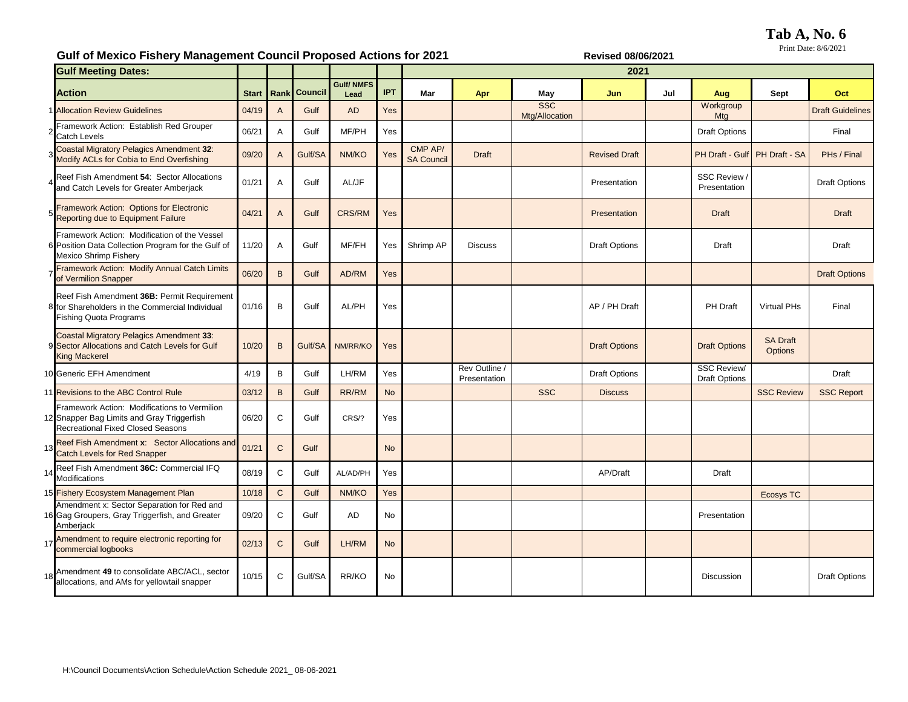**Tab A, No. 6**

Print Date: 8/6/2021

## Gulf of Mexico Fishery Management Council Proposed Actions for 2021

Revised 08/06/2021

| | Gulf Meeting Dates: | | | | | | 2021 | | | | | | | |
|---|---|---|---|---|---|---|---|---|---|---|---|---|---|---|
| | **Action** | **Start** | **Rank** | **Council** | **Gulf/ NMFS Lead** | **IPT** | **Mar** | **Apr** | **May** | **Jun** | **Jul** | **Aug** | **Sept** | **Oct** |
| 1 | Allocation Review Guidelines | 04/19 | A | Gulf | AD | Yes | | | SSC Mtg/Allocation | | | Workgroup Mtg | | Draft Guidelines |
| 2 | Framework Action: Establish Red Grouper Catch Levels | 06/21 | A | Gulf | MF/PH | Yes | | | | | | Draft Options | | Final |
| 3 | Coastal Migratory Pelagics Amendment **32**: Modify ACLs for Cobia to End Overfishing | 09/20 | A | Gulf/SA | NM/KO | Yes | CMP AP/ SA Council | Draft | | Revised Draft | | PH Draft - Gulf | PH Draft - SA | PHs / Final |
| 4 | Reef Fish Amendment **54**: Sector Allocations and Catch Levels for Greater Amberjack | 01/21 | A | Gulf | AL/JF | | | | | Presentation | | SSC Review / Presentation | | Draft Options |
| 5 | Framework Action: Options for Electronic Reporting due to Equipment Failure | 04/21 | A | Gulf | CRS/RM | Yes | | | | Presentation | | Draft | | Draft |
| 6 | Framework Action: Modification of the Vessel Position Data Collection Program for the Gulf of Mexico Shrimp Fishery | 11/20 | A | Gulf | MF/FH | Yes | Shrimp AP | Discuss | | Draft Options | | Draft | | Draft |
| 7 | Framework Action: Modify Annual Catch Limits of Vermilion Snapper | 06/20 | B | Gulf | AD/RM | Yes | | | | | | | | Draft Options |
| 8 | Reef Fish Amendment **36B:** Permit Requirement for Shareholders in the Commercial Individual Fishing Quota Programs | 01/16 | B | Gulf | AL/PH | Yes | | | | AP / PH Draft | | PH Draft | Virtual PHs | Final |
| 9 | Coastal Migratory Pelagics Amendment **33**: Sector Allocations and Catch Levels for Gulf King Mackerel | 10/20 | B | Gulf/SA | NM/RR/KO | Yes | | | | Draft Options | | Draft Options | SA Draft Options | |
| 10 | Generic EFH Amendment | 4/19 | B | Gulf | LH/RM | Yes | | Rev Outline / Presentation | | Draft Options | | SSC Review/ Draft Options | | Draft |
| 11 | Revisions to the ABC Control Rule | 03/12 | B | Gulf | RR/RM | No | | | SSC | Discuss | | | SSC Review | SSC Report |
| 12 | Framework Action: Modifications to Vermilion Snapper Bag Limits and Gray Triggerfish Recreational Fixed Closed Seasons | 06/20 | C | Gulf | CRS/? | Yes | | | | | | | | |
| 13 | Reef Fish Amendment **x**: Sector Allocations and Catch Levels for Red Snapper | 01/21 | C | Gulf | | No | | | | | | | | |
| 14 | Reef Fish Amendment **36C:** Commercial IFQ Modifications | 08/19 | C | Gulf | AL/AD/PH | Yes | | | | AP/Draft | | Draft | | |
| 15 | Fishery Ecosystem Management Plan | 10/18 | C | Gulf | NM/KO | Yes | | | | | | | Ecosys TC | |
| 16 | Amendment x: Sector Separation for Red and Gag Groupers, Gray Triggerfish, and Greater Amberjack | 09/20 | C | Gulf | AD | No | | | | | | Presentation | | |
| 17 | Amendment to require electronic reporting for commercial logbooks | 02/13 | C | Gulf | LH/RM | No | | | | | | | | |
| 18 | Amendment **49** to consolidate ABC/ACL, sector allocations, and AMs for yellowtail snapper | 10/15 | C | Gulf/SA | RR/KO | No | | | | | | Discussion | | Draft Options |

H:\Council Documents\Action Schedule\Action Schedule 2021_ 08-06-2021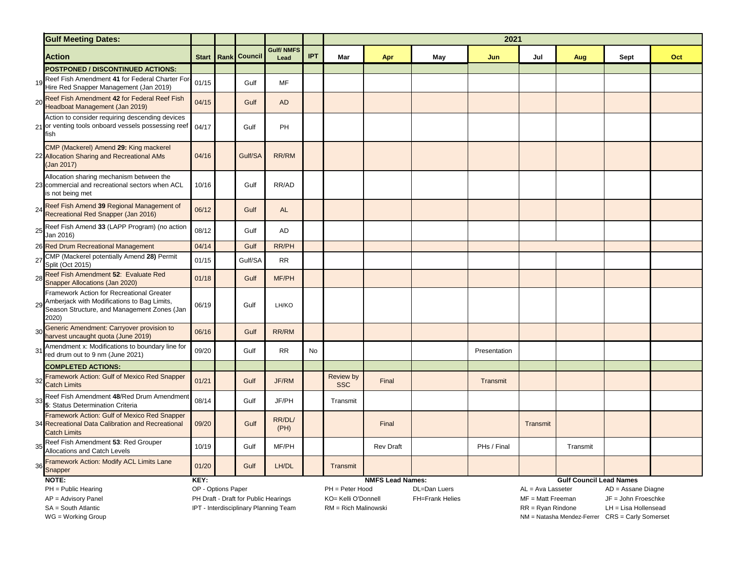| | Gulf Meeting Dates: | | | | | | 2021 | | | | | | | |
|---|---|---|---|---|---|---|---|---|---|---|---|---|---|---|
| | **Action** | **Start** | **Rank** | **Council** | **Gulf/ NMFS Lead** | **IPT** | **Mar** | **Apr** | **May** | **Jun** | **Jul** | **Aug** | **Sept** | **Oct** |
| | **POSTPONED / DISCONTINUED ACTIONS:** | | | | | | | | | | | | | |
| 19 | Reef Fish Amendment **41** for Federal Charter For-Hire Red Snapper Management (Jan 2019) | 01/15 | | Gulf | MF | | | | | | | | | |
| 20 | Reef Fish Amendment **42** for Federal Reef Fish Headboat Management (Jan 2019) | 04/15 | | Gulf | AD | | | | | | | | | |
| 21 | Action to consider requiring descending devices or venting tools onboard vessels possessing reef fish | 04/17 | | Gulf | PH | | | | | | | | | |
| 22 | CMP (Mackerel) Amend **29:** King mackerel Allocation Sharing and Recreational AMs (Jan 2017) | 04/16 | | Gulf/SA | RR/RM | | | | | | | | | |
| 23 | Allocation sharing mechanism between the commercial and recreational sectors when ACL is not being met | 10/16 | | Gulf | RR/AD | | | | | | | | | |
| 24 | Reef Fish Amend **39** Regional Management of Recreational Red Snapper (Jan 2016) | 06/12 | | Gulf | AL | | | | | | | | | |
| 25 | Reef Fish Amend **33** (LAPP Program) (no action Jan 2016) | 08/12 | | Gulf | AD | | | | | | | | | |
| 26 | Red Drum Recreational Management | 04/14 | | Gulf | RR/PH | | | | | | | | | |
| 27 | CMP (Mackerel potentially Amend **28)** Permit Split (Oct 2015) | 01/15 | | Gulf/SA | RR | | | | | | | | | |
| 28 | Reef Fish Amendment **52**: Evaluate Red Snapper Allocations (Jan 2020) | 01/18 | | Gulf | MF/PH | | | | | | | | | |
| 29 | Framework Action for Recreational Greater Amberjack with Modifications to Bag Limits, Season Structure, and Management Zones (Jan 2020) | 06/19 | | Gulf | LH/KO | | | | | | | | | |
| 30 | Generic Amendment: Carryover provision to harvest uncaught quota (June 2019) | 06/16 | | Gulf | RR/RM | | | | | | | | | |
| 31 | Amendment x: Modifications to boundary line for red drum out to 9 nm (June 2021) | 09/20 | | Gulf | RR | No | | | | Presentation | | | | |
| | **COMPLETED ACTIONS:** | | | | | | | | | | | | | |
| 32 | Framework Action: Gulf of Mexico Red Snapper Catch Limits | 01/21 | | Gulf | JF/RM | | Review by SSC | Final | | Transmit | | | | |
| 33 | Reef Fish Amendment **48**/Red Drum Amendment **5**: Status Determination Criteria | 08/14 | | Gulf | JF/PH | | Transmit | | | | | | | |
| 34 | Framework Action: Gulf of Mexico Red Snapper Recreational Data Calibration and Recreational Catch Limits | 09/20 | | Gulf | RR/DL/ (PH) | | | Final | | | Transmit | | | |
| 35 | Reef Fish Amendment **53**: Red Grouper Allocations and Catch Levels | 10/19 | | Gulf | MF/PH | | | Rev Draft | | PHs / Final | | Transmit | | |
| 36 | Framework Action: Modify ACL Limits Lane Snapper | 01/20 | | Gulf | LH/DL | | Transmit | | | | | | | |

**NOTE:**
PH = Public Hearing
AP = Advisory Panel
SA = South Atlantic
WG = Working Group

**KEY:**
OP - Options Paper
PH Draft - Draft for Public Hearings
IPT - Interdisciplinary Planning Team

**NMFS Lead Names:**
PH = Peter Hood
KO= Kelli O'Donnell
RM = Rich Malinowski
DL=Dan Luers
FH=Frank Helies

**Gulf Council Lead Names**
AL = Ava Lasseter
MF = Matt Freeman
RR = Ryan Rindone
NM = Natasha Mendez-Ferrer
AD = Assane Diagne
JF = John Froeschke
LH = Lisa Hollensead
CRS = Carly Somerset